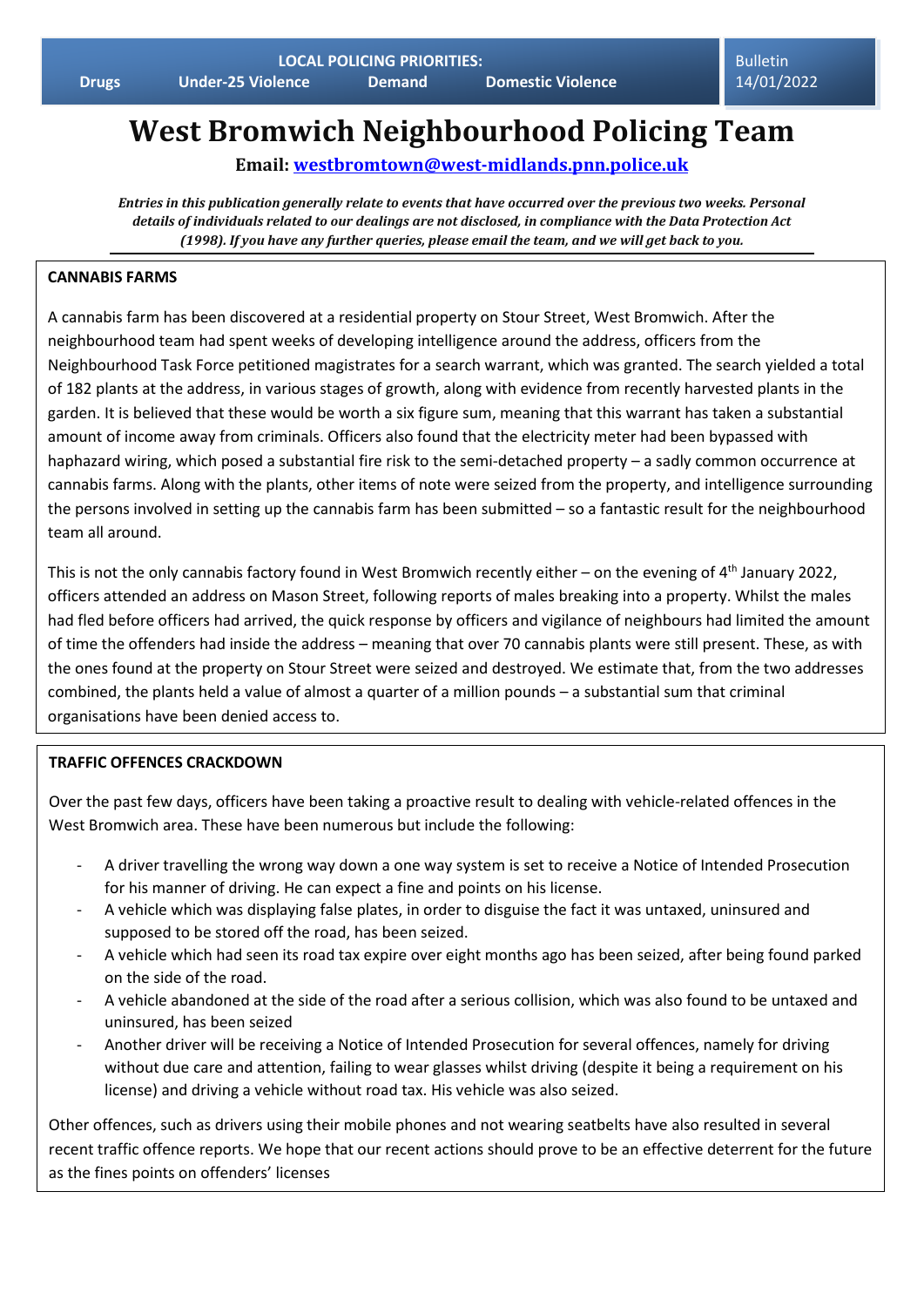**LOCAL POLICING PRIORITIES:**

**Drugs** | **Under-25 Violence** | **Demand** | **Domestic Violence**

Bulletin
14/01/2022

# West Bromwich Neighbourhood Policing Team

**Email: westbromtown@west-midlands.pnn.police.uk**

***Entries in this publication generally relate to events that have occurred over the previous two weeks. Personal details of individuals related to our dealings are not disclosed, in compliance with the Data Protection Act (1998). If you have any further queries, please email the team, and we will get back to you.***

## CANNABIS FARMS

A cannabis farm has been discovered at a residential property on Stour Street, West Bromwich. After the neighbourhood team had spent weeks of developing intelligence around the address, officers from the Neighbourhood Task Force petitioned magistrates for a search warrant, which was granted. The search yielded a total of 182 plants at the address, in various stages of growth, along with evidence from recently harvested plants in the garden. It is believed that these would be worth a six figure sum, meaning that this warrant has taken a substantial amount of income away from criminals. Officers also found that the electricity meter had been bypassed with haphazard wiring, which posed a substantial fire risk to the semi-detached property – a sadly common occurrence at cannabis farms. Along with the plants, other items of note were seized from the property, and intelligence surrounding the persons involved in setting up the cannabis farm has been submitted – so a fantastic result for the neighbourhood team all around.

This is not the only cannabis factory found in West Bromwich recently either – on the evening of 4th January 2022, officers attended an address on Mason Street, following reports of males breaking into a property. Whilst the males had fled before officers had arrived, the quick response by officers and vigilance of neighbours had limited the amount of time the offenders had inside the address – meaning that over 70 cannabis plants were still present. These, as with the ones found at the property on Stour Street were seized and destroyed. We estimate that, from the two addresses combined, the plants held a value of almost a quarter of a million pounds – a substantial sum that criminal organisations have been denied access to.

## TRAFFIC OFFENCES CRACKDOWN

Over the past few days, officers have been taking a proactive result to dealing with vehicle-related offences in the West Bromwich area. These have been numerous but include the following:

- A driver travelling the wrong way down a one way system is set to receive a Notice of Intended Prosecution for his manner of driving. He can expect a fine and points on his license.
- A vehicle which was displaying false plates, in order to disguise the fact it was untaxed, uninsured and supposed to be stored off the road, has been seized.
- A vehicle which had seen its road tax expire over eight months ago has been seized, after being found parked on the side of the road.
- A vehicle abandoned at the side of the road after a serious collision, which was also found to be untaxed and uninsured, has been seized
- Another driver will be receiving a Notice of Intended Prosecution for several offences, namely for driving without due care and attention, failing to wear glasses whilst driving (despite it being a requirement on his license) and driving a vehicle without road tax. His vehicle was also seized.

Other offences, such as drivers using their mobile phones and not wearing seatbelts have also resulted in several recent traffic offence reports. We hope that our recent actions should prove to be an effective deterrent for the future as the fines points on offenders' licenses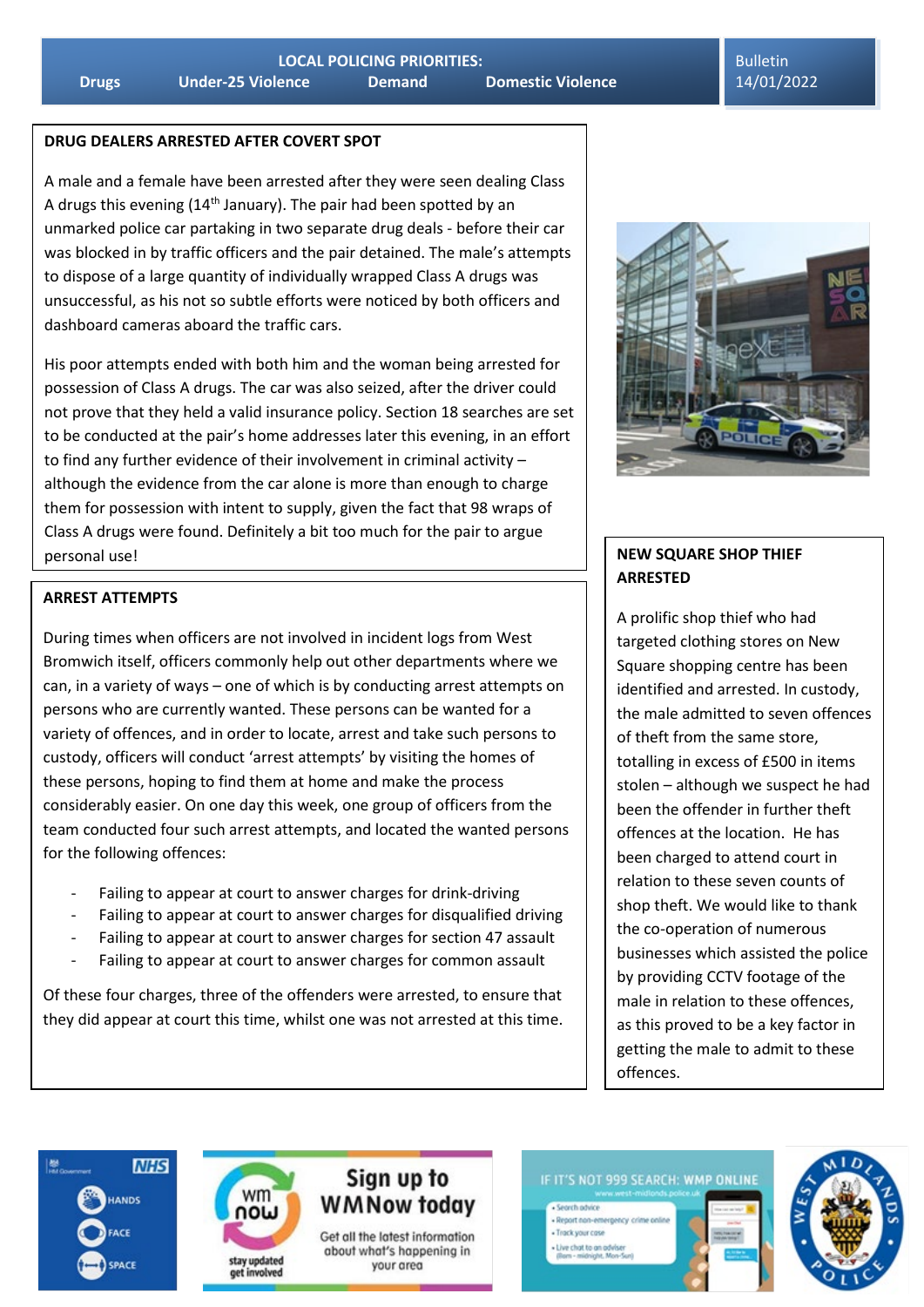LOCAL POLICING PRIORITIES:
**Drugs** **Under-25 Violence** **Demand** **Domestic Violence**

Bulletin
14/01/2022

## DRUG DEALERS ARRESTED AFTER COVERT SPOT

A male and a female have been arrested after they were seen dealing Class A drugs this evening (14th January). The pair had been spotted by an unmarked police car partaking in two separate drug deals - before their car was blocked in by traffic officers and the pair detained. The male's attempts to dispose of a large quantity of individually wrapped Class A drugs was unsuccessful, as his not so subtle efforts were noticed by both officers and dashboard cameras aboard the traffic cars.

His poor attempts ended with both him and the woman being arrested for possession of Class A drugs. The car was also seized, after the driver could not prove that they held a valid insurance policy. Section 18 searches are set to be conducted at the pair's home addresses later this evening, in an effort to find any further evidence of their involvement in criminal activity – although the evidence from the car alone is more than enough to charge them for possession with intent to supply, given the fact that 98 wraps of Class A drugs were found. Definitely a bit too much for the pair to argue personal use!

## ARREST ATTEMPTS

During times when officers are not involved in incident logs from West Bromwich itself, officers commonly help out other departments where we can, in a variety of ways – one of which is by conducting arrest attempts on persons who are currently wanted. These persons can be wanted for a variety of offences, and in order to locate, arrest and take such persons to custody, officers will conduct 'arrest attempts' by visiting the homes of these persons, hoping to find them at home and make the process considerably easier. On one day this week, one group of officers from the team conducted four such arrest attempts, and located the wanted persons for the following offences:

- Failing to appear at court to answer charges for drink-driving
- Failing to appear at court to answer charges for disqualified driving
- Failing to appear at court to answer charges for section 47 assault
- Failing to appear at court to answer charges for common assault

Of these four charges, three of the offenders were arrested, to ensure that they did appear at court this time, whilst one was not arrested at this time.

## NEW SQUARE SHOP THIEF ARRESTED

A prolific shop thief who had targeted clothing stores on New Square shopping centre has been identified and arrested. In custody, the male admitted to seven offences of theft from the same store, totalling in excess of £500 in items stolen – although we suspect he had been the offender in further theft offences at the location. He has been charged to attend court in relation to these seven counts of shop theft. We would like to thank the co-operation of numerous businesses which assisted the police by providing CCTV footage of the male in relation to these offences, as this proved to be a key factor in getting the male to admit to these offences.